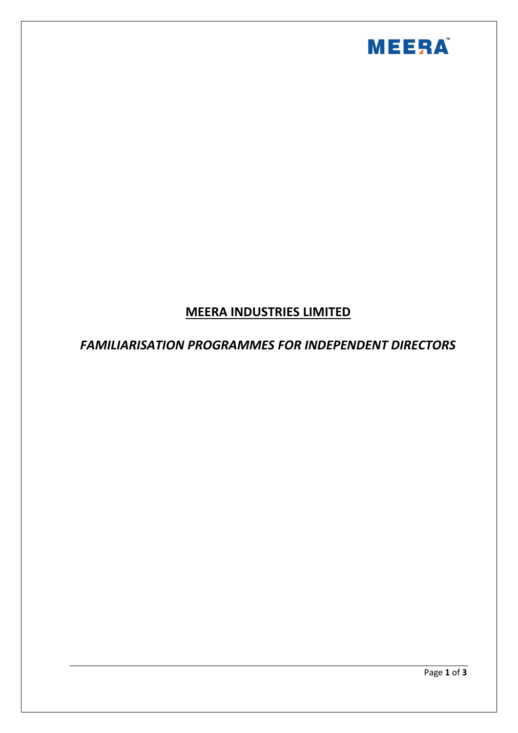# **MEERA INDUSTRIES LIMITED**

## ***FAMILIARISATION PROGRAMMES FOR INDEPENDENT DIRECTORS***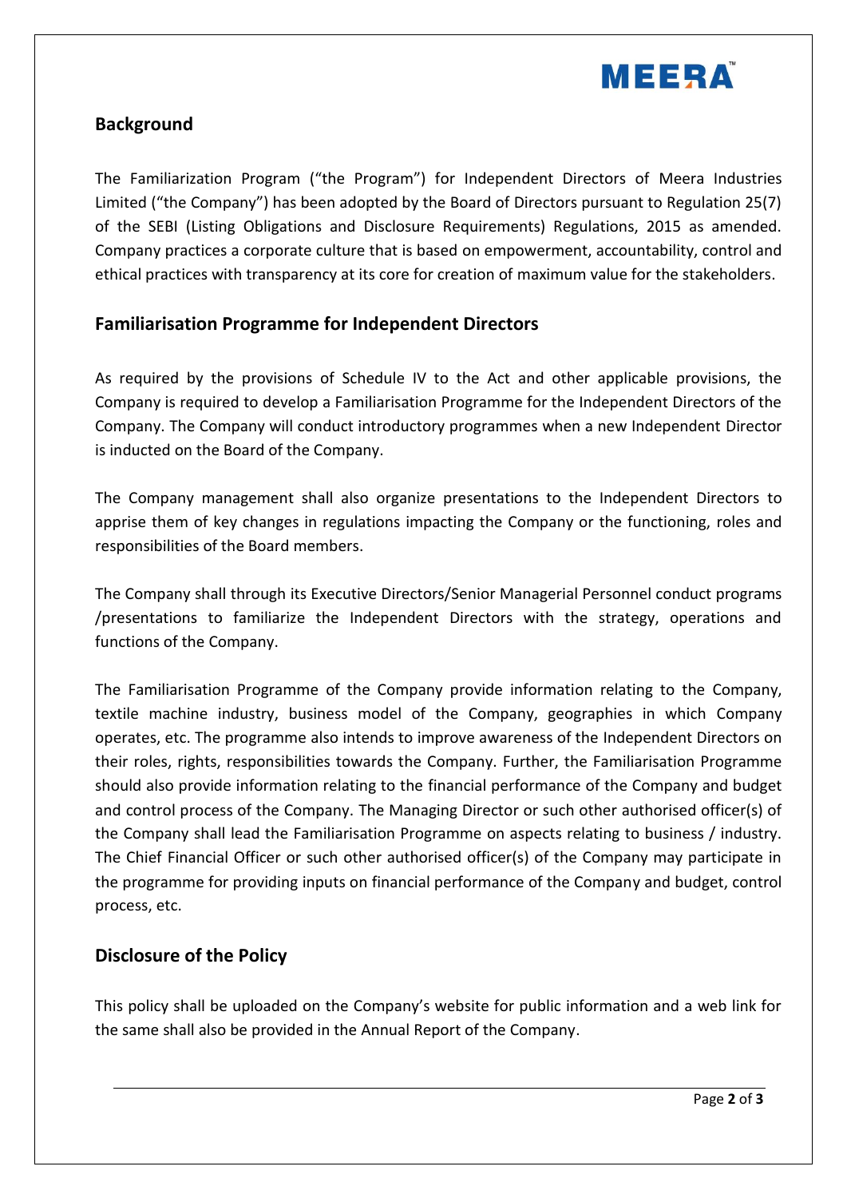## Background

The Familiarization Program ("the Program") for Independent Directors of Meera Industries Limited ("the Company") has been adopted by the Board of Directors pursuant to Regulation 25(7) of the SEBI (Listing Obligations and Disclosure Requirements) Regulations, 2015 as amended. Company practices a corporate culture that is based on empowerment, accountability, control and ethical practices with transparency at its core for creation of maximum value for the stakeholders.

## Familiarisation Programme for Independent Directors

As required by the provisions of Schedule IV to the Act and other applicable provisions, the Company is required to develop a Familiarisation Programme for the Independent Directors of the Company. The Company will conduct introductory programmes when a new Independent Director is inducted on the Board of the Company.

The Company management shall also organize presentations to the Independent Directors to apprise them of key changes in regulations impacting the Company or the functioning, roles and responsibilities of the Board members.

The Company shall through its Executive Directors/Senior Managerial Personnel conduct programs /presentations to familiarize the Independent Directors with the strategy, operations and functions of the Company.

The Familiarisation Programme of the Company provide information relating to the Company, textile machine industry, business model of the Company, geographies in which Company operates, etc. The programme also intends to improve awareness of the Independent Directors on their roles, rights, responsibilities towards the Company. Further, the Familiarisation Programme should also provide information relating to the financial performance of the Company and budget and control process of the Company. The Managing Director or such other authorised officer(s) of the Company shall lead the Familiarisation Programme on aspects relating to business / industry. The Chief Financial Officer or such other authorised officer(s) of the Company may participate in the programme for providing inputs on financial performance of the Company and budget, control process, etc.

## Disclosure of the Policy

This policy shall be uploaded on the Company's website for public information and a web link for the same shall also be provided in the Annual Report of the Company.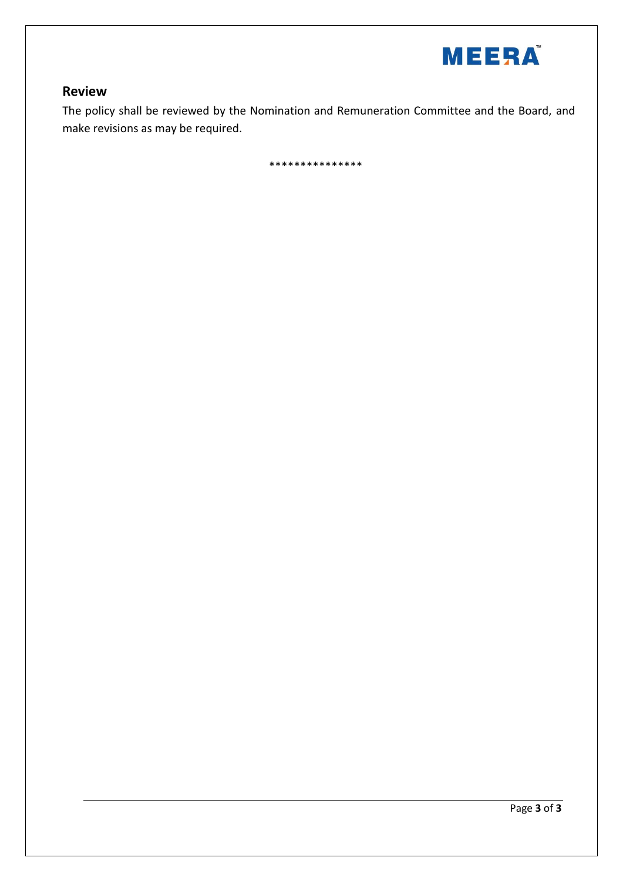## Review

The policy shall be reviewed by the Nomination and Remuneration Committee and the Board, and make revisions as may be required.

***************